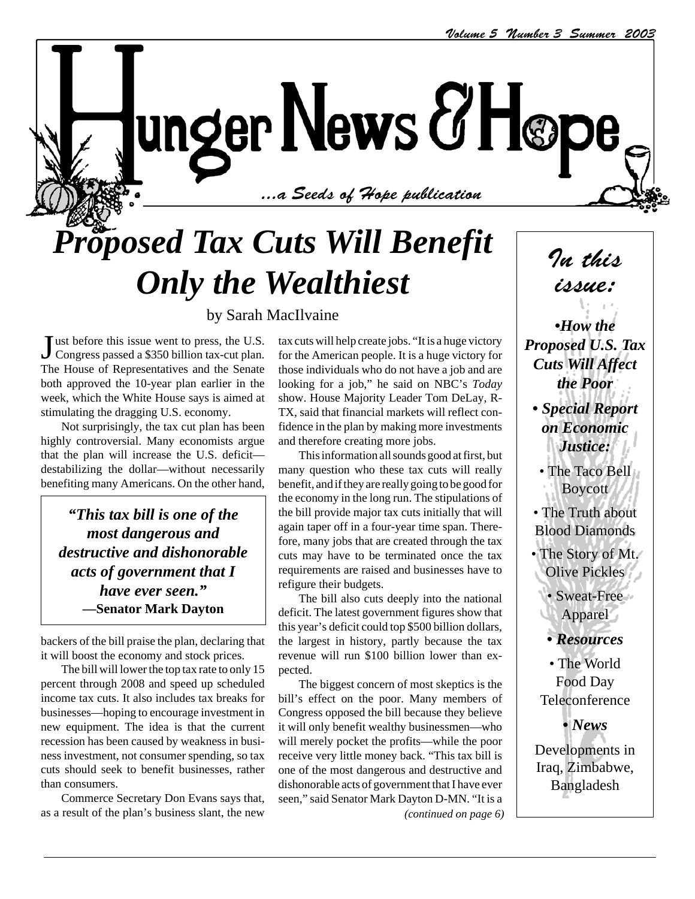# Hunger News & Hope

*...a Seeds of Hope publication*

Volume 5 Number 3 Summer 2003

# *Proposed Tax Cuts Will Benefit Only the Wealthiest*

by Sarah MacIlvaine

Just before this issue went to press, the U.S. Congress passed a $350 billion tax-cut plan. The House of Representatives and the Senate both approved the 10-year plan earlier in the week, which the White House says is aimed at stimulating the dragging U.S. economy.

Not surprisingly, the tax cut plan has been highly controversial. Many economists argue that the plan will increase the U.S. deficit—destabilizing the dollar—without necessarily benefiting many Americans. On the other hand, backers of the bill praise the plan, declaring that it will boost the economy and stock prices.

> ***"This tax bill is one of the most dangerous and destructive and dishonorable acts of government that I have ever seen."***
> **—Senator Mark Dayton**

The bill will lower the top tax rate to only 15 percent through 2008 and speed up scheduled income tax cuts. It also includes tax breaks for businesses—hoping to encourage investment in new equipment. The idea is that the current recession has been caused by weakness in business investment, not consumer spending, so tax cuts should seek to benefit businesses, rather than consumers.

Commerce Secretary Don Evans says that, as a result of the plan's business slant, the new tax cuts will help create jobs. "It is a huge victory for the American people. It is a huge victory for those individuals who do not have a job and are looking for a job," he said on NBC's *Today* show. House Majority Leader Tom DeLay, R-TX, said that financial markets will reflect confidence in the plan by making more investments and therefore creating more jobs.

This information all sounds good at first, but many question who these tax cuts will really benefit, and if they are really going to be good for the economy in the long run. The stipulations of the bill provide major tax cuts initially that will again taper off in a four-year time span. Therefore, many jobs that are created through the tax cuts may have to be terminated once the tax requirements are raised and businesses have to refigure their budgets.

The bill also cuts deeply into the national deficit. The latest government figures show that this year's deficit could top $500 billion dollars, the largest in history, partly because the tax revenue will run $100 billion lower than expected.

The biggest concern of most skeptics is the bill's effect on the poor. Many members of Congress opposed the bill because they believe it will only benefit wealthy businessmen—who will merely pocket the profits—while the poor receive very little money back. "This tax bill is one of the most dangerous and destructive and dishonorable acts of government that I have ever seen," said Senator Mark Dayton D-MN. "It is a

*(continued on page 6)*

## *In this issue:*

- ***How the Proposed U.S. Tax Cuts Will Affect the Poor***
- ***Special Report on Economic Justice:***
  - The Taco Bell Boycott
  - The Truth about Blood Diamonds
  - The Story of Mt. Olive Pickles
  - Sweat-Free Apparel
- ***Resources***
  - The World Food Day Teleconference
- ***News***

  Developments in Iraq, Zimbabwe, Bangladesh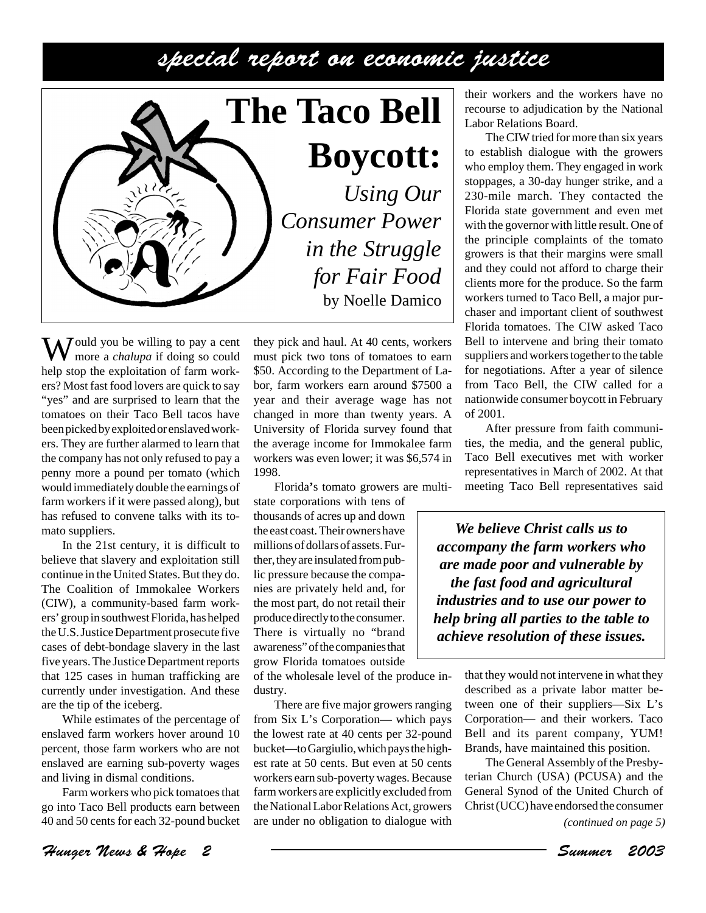## special report on economic justice

# The Taco Bell Boycott:

## *Using Our Consumer Power in the Struggle for Fair Food*

by Noelle Damico

Would you be willing to pay a cent more a *chalupa* if doing so could help stop the exploitation of farm workers? Most fast food lovers are quick to say "yes" and are surprised to learn that the tomatoes on their Taco Bell tacos have been picked by exploited or enslaved workers. They are further alarmed to learn that the company has not only refused to pay a penny more a pound per tomato (which would immediately double the earnings of farm workers if it were passed along), but has refused to convene talks with its tomato suppliers.

In the 21st century, it is difficult to believe that slavery and exploitation still continue in the United States. But they do. The Coalition of Immokalee Workers (CIW), a community-based farm workers' group in southwest Florida, has helped the U.S. Justice Department prosecute five cases of debt-bondage slavery in the last five years. The Justice Department reports that 125 cases in human trafficking are currently under investigation. And these are the tip of the iceberg.

While estimates of the percentage of enslaved farm workers hover around 10 percent, those farm workers who are not enslaved are earning sub-poverty wages and living in dismal conditions.

Farm workers who pick tomatoes that go into Taco Bell products earn between 40 and 50 cents for each 32-pound bucket they pick and haul. At 40 cents, workers must pick two tons of tomatoes to earn $50. According to the Department of Labor, farm workers earn around $7500 a year and their average wage has not changed in more than twenty years. A University of Florida survey found that the average income for Immokalee farm workers was even lower; it was $6,574 in 1998.

Florida's tomato growers are multi-state corporations with tens of thousands of acres up and down the east coast. Their owners have millions of dollars of assets. Further, they are insulated from public pressure because the companies are privately held and, for the most part, do not retail their produce directly to the consumer. There is virtually no "brand awareness" of the companies that grow Florida tomatoes outside of the wholesale level of the produce industry.

There are five major growers ranging from Six L's Corporation— which pays the lowest rate at 40 cents per 32-pound bucket—to Gargiulio, which pays the highest rate at 50 cents. But even at 50 cents workers earn sub-poverty wages. Because farm workers are explicitly excluded from the National Labor Relations Act, growers are under no obligation to dialogue with their workers and the workers have no recourse to adjudication by the National Labor Relations Board.

The CIW tried for more than six years to establish dialogue with the growers who employ them. They engaged in work stoppages, a 30-day hunger strike, and a 230-mile march. They contacted the Florida state government and even met with the governor with little result. One of the principle complaints of the tomato growers is that their margins were small and they could not afford to charge their clients more for the produce. So the farm workers turned to Taco Bell, a major purchaser and important client of southwest Florida tomatoes. The CIW asked Taco Bell to intervene and bring their tomato suppliers and workers together to the table for negotiations. After a year of silence from Taco Bell, the CIW called for a nationwide consumer boycott in February of 2001.

After pressure from faith communities, the media, and the general public, Taco Bell executives met with worker representatives in March of 2002. At that meeting Taco Bell representatives said that they would not intervene in what they described as a private labor matter between one of their suppliers—Six L's Corporation— and their workers. Taco Bell and its parent company, YUM! Brands, have maintained this position.

> ***We believe Christ calls us to accompany the farm workers who are made poor and vulnerable by the fast food and agricultural industries and to use our power to help bring all parties to the table to achieve resolution of these issues.***

The General Assembly of the Presbyterian Church (USA) (PCUSA) and the General Synod of the United Church of Christ (UCC) have endorsed the consumer

*(continued on page 5)*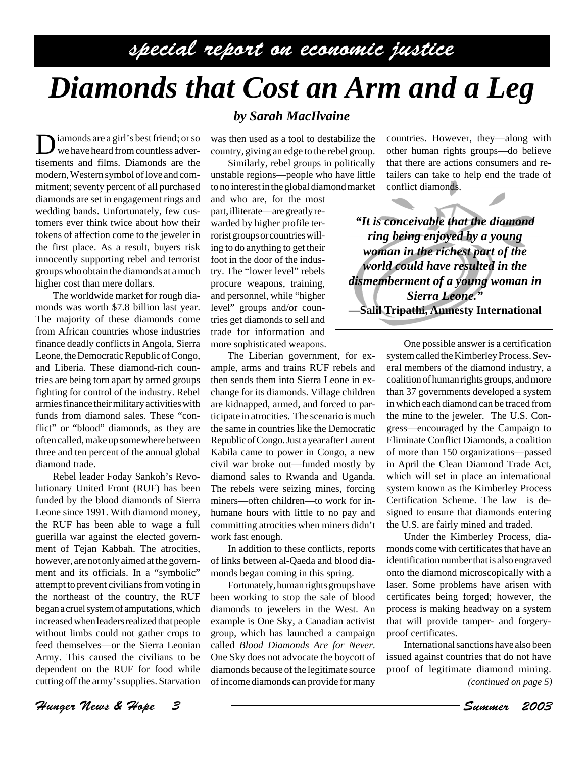*special report on economic justice*

# *Diamonds that Cost an Arm and a Leg*

***by Sarah MacIlvaine***

Diamonds are a girl's best friend; or so we have heard from countless advertisements and films. Diamonds are the modern, Western symbol of love and commitment; seventy percent of all purchased diamonds are set in engagement rings and wedding bands. Unfortunately, few customers ever think twice about how their tokens of affection come to the jeweler in the first place. As a result, buyers risk innocently supporting rebel and terrorist groups who obtain the diamonds at a much higher cost than mere dollars.

The worldwide market for rough diamonds was worth $7.8 billion last year. The majority of these diamonds come from African countries whose industries finance deadly conflicts in Angola, Sierra Leone, the Democratic Republic of Congo, and Liberia. These diamond-rich countries are being torn apart by armed groups fighting for control of the industry. Rebel armies finance their military activities with funds from diamond sales. These "conflict" or "blood" diamonds, as they are often called, make up somewhere between three and ten percent of the annual global diamond trade.

Rebel leader Foday Sankoh's Revolutionary United Front (RUF) has been funded by the blood diamonds of Sierra Leone since 1991. With diamond money, the RUF has been able to wage a full guerilla war against the elected government of Tejan Kabbah. The atrocities, however, are not only aimed at the government and its officials. In a "symbolic" attempt to prevent civilians from voting in the northeast of the country, the RUF began a cruel system of amputations, which increased when leaders realized that people without limbs could not gather crops to feed themselves—or the Sierra Leonian Army. This caused the civilians to be dependent on the RUF for food while cutting off the army's supplies. Starvation was then used as a tool to destabilize the country, giving an edge to the rebel group.

Similarly, rebel groups in politically unstable regions—people who have little to no interest in the global diamond market and who are, for the most part, illiterate—are greatly rewarded by higher profile terrorist groups or countries willing to do anything to get their foot in the door of the industry. The "lower level" rebels procure weapons, training, and personnel, while "higher level" groups and/or countries get diamonds to sell and trade for information and more sophisticated weapons.

The Liberian government, for example, arms and trains RUF rebels and then sends them into Sierra Leone in exchange for its diamonds. Village children are kidnapped, armed, and forced to participate in atrocities. The scenario is much the same in countries like the Democratic Republic of Congo. Just a year after Laurent Kabila came to power in Congo, a new civil war broke out—funded mostly by diamond sales to Rwanda and Uganda. The rebels were seizing mines, forcing miners—often children—to work for inhumane hours with little to no pay and committing atrocities when miners didn't work fast enough.

In addition to these conflicts, reports of links between al-Qaeda and blood diamonds began coming in this spring.

Fortunately, human rights groups have been working to stop the sale of blood diamonds to jewelers in the West. An example is One Sky, a Canadian activist group, which has launched a campaign called *Blood Diamonds Are for Never*. One Sky does not advocate the boycott of diamonds because of the legitimate source of income diamonds can provide for many countries. However, they—along with other human rights groups—do believe that there are actions consumers and retailers can take to help end the trade of conflict diamonds.

> ***"It is conceivable that the diamond ring being enjoyed by a young woman in the richest part of the world could have resulted in the dismemberment of a young woman in Sierra Leone."***
> **—Salil Tripathi, Amnesty International**

One possible answer is a certification system called the Kimberley Process. Several members of the diamond industry, a coalition of human rights groups, and more than 37 governments developed a system in which each diamond can be traced from the mine to the jeweler. The U.S. Congress—encouraged by the Campaign to Eliminate Conflict Diamonds, a coalition of more than 150 organizations—passed in April the Clean Diamond Trade Act, which will set in place an international system known as the Kimberley Process Certification Scheme. The law is designed to ensure that diamonds entering the U.S. are fairly mined and traded.

Under the Kimberley Process, diamonds come with certificates that have an identification number that is also engraved onto the diamond microscopically with a laser. Some problems have arisen with certificates being forged; however, the process is making headway on a system that will provide tamper- and forgery-proof certificates.

International sanctions have also been issued against countries that do not have proof of legitimate diamond mining.

*(continued on page 5)*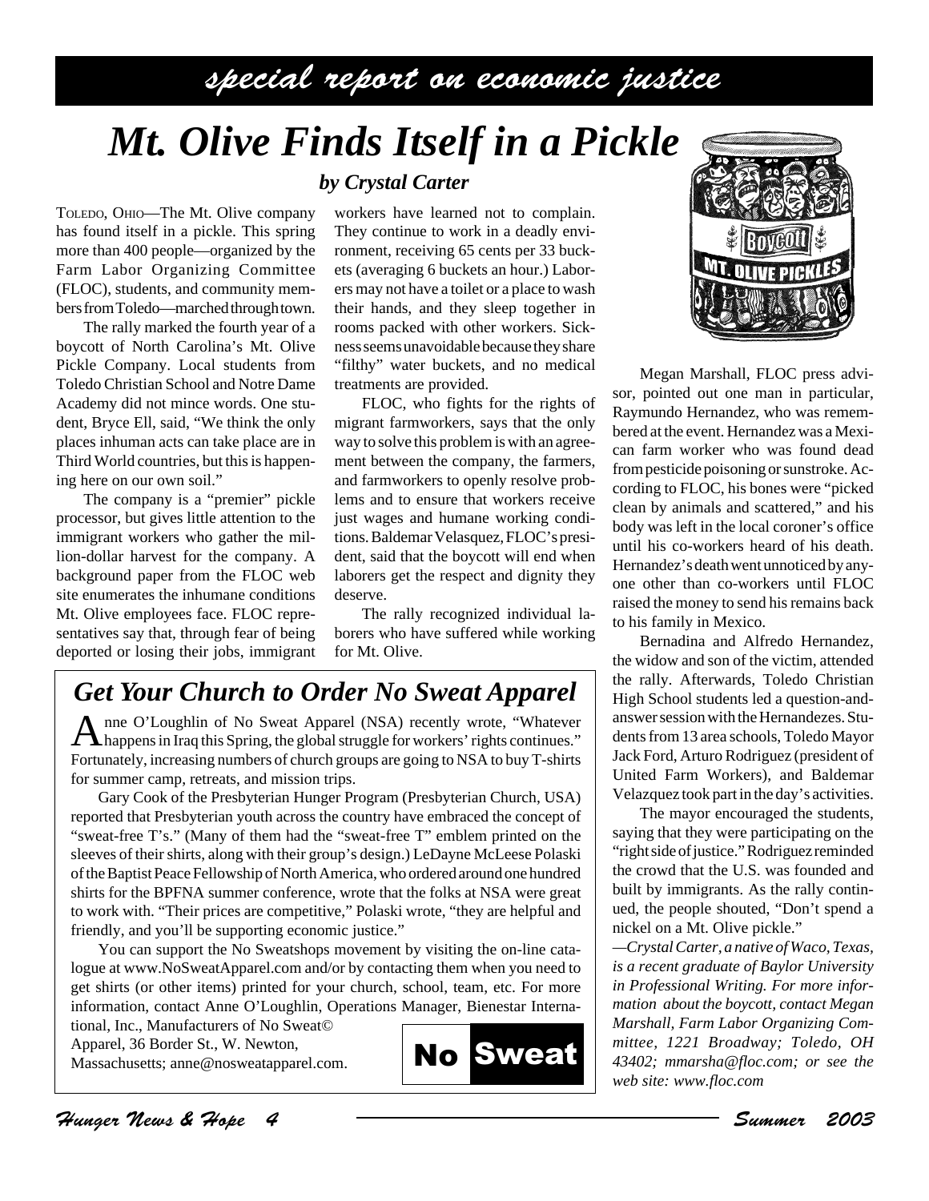# special report on economic justice

# Mt. Olive Finds Itself in a Pickle

*by Crystal Carter*

TOLEDO, OHIO—The Mt. Olive company has found itself in a pickle. This spring more than 400 people—organized by the Farm Labor Organizing Committee (FLOC), students, and community members from Toledo—marched through town.

The rally marked the fourth year of a boycott of North Carolina's Mt. Olive Pickle Company. Local students from Toledo Christian School and Notre Dame Academy did not mince words. One student, Bryce Ell, said, "We think the only places inhuman acts can take place are in Third World countries, but this is happening here on our own soil."

The company is a "premier" pickle processor, but gives little attention to the immigrant workers who gather the million-dollar harvest for the company. A background paper from the FLOC web site enumerates the inhumane conditions Mt. Olive employees face. FLOC representatives say that, through fear of being deported or losing their jobs, immigrant workers have learned not to complain. They continue to work in a deadly environment, receiving 65 cents per 33 buckets (averaging 6 buckets an hour.) Laborers may not have a toilet or a place to wash their hands, and they sleep together in rooms packed with other workers. Sickness seems unavoidable because they share "filthy" water buckets, and no medical treatments are provided.

FLOC, who fights for the rights of migrant farmworkers, says that the only way to solve this problem is with an agreement between the company, the farmers, and farmworkers to openly resolve problems and to ensure that workers receive just wages and humane working conditions. Baldemar Velasquez, FLOC's president, said that the boycott will end when laborers get the respect and dignity they deserve.

The rally recognized individual laborers who have suffered while working for Mt. Olive.

Megan Marshall, FLOC press advisor, pointed out one man in particular, Raymundo Hernandez, who was remembered at the event. Hernandez was a Mexican farm worker who was found dead from pesticide poisoning or sunstroke. According to FLOC, his bones were "picked clean by animals and scattered," and his body was left in the local coroner's office until his co-workers heard of his death. Hernandez's death went unnoticed by anyone other than co-workers until FLOC raised the money to send his remains back to his family in Mexico.

Bernadina and Alfredo Hernandez, the widow and son of the victim, attended the rally. Afterwards, Toledo Christian High School students led a question-and-answer session with the Hernandezes. Students from 13 area schools, Toledo Mayor Jack Ford, Arturo Rodriguez (president of United Farm Workers), and Baldemar Velazquez took part in the day's activities.

The mayor encouraged the students, saying that they were participating on the "right side of justice." Rodriguez reminded the crowd that the U.S. was founded and built by immigrants. As the rally continued, the people shouted, "Don't spend a nickel on a Mt. Olive pickle."

*—Crystal Carter, a native of Waco, Texas, is a recent graduate of Baylor University in Professional Writing. For more information about the boycott, contact Megan Marshall, Farm Labor Organizing Committee, 1221 Broadway; Toledo, OH 43402; mmarsha@floc.com; or see the web site: www.floc.com*

## Get Your Church to Order No Sweat Apparel

Anne O'Loughlin of No Sweat Apparel (NSA) recently wrote, "Whatever happens in Iraq this Spring, the global struggle for workers' rights continues." Fortunately, increasing numbers of church groups are going to NSA to buy T-shirts for summer camp, retreats, and mission trips.

Gary Cook of the Presbyterian Hunger Program (Presbyterian Church, USA) reported that Presbyterian youth across the country have embraced the concept of "sweat-free T's." (Many of them had the "sweat-free T" emblem printed on the sleeves of their shirts, along with their group's design.) LeDayne McLeese Polaski of the Baptist Peace Fellowship of North America, who ordered around one hundred shirts for the BPFNA summer conference, wrote that the folks at NSA were great to work with. "Their prices are competitive," Polaski wrote, "they are helpful and friendly, and you'll be supporting economic justice."

You can support the No Sweatshops movement by visiting the on-line catalogue at www.NoSweatApparel.com and/or by contacting them when you need to get shirts (or other items) printed for your church, school, team, etc. For more information, contact Anne O'Loughlin, Operations Manager, Bienestar International, Inc., Manufacturers of No Sweat© Apparel, 36 Border St., W. Newton, Massachusetts; anne@nosweatapparel.com.

No Sweat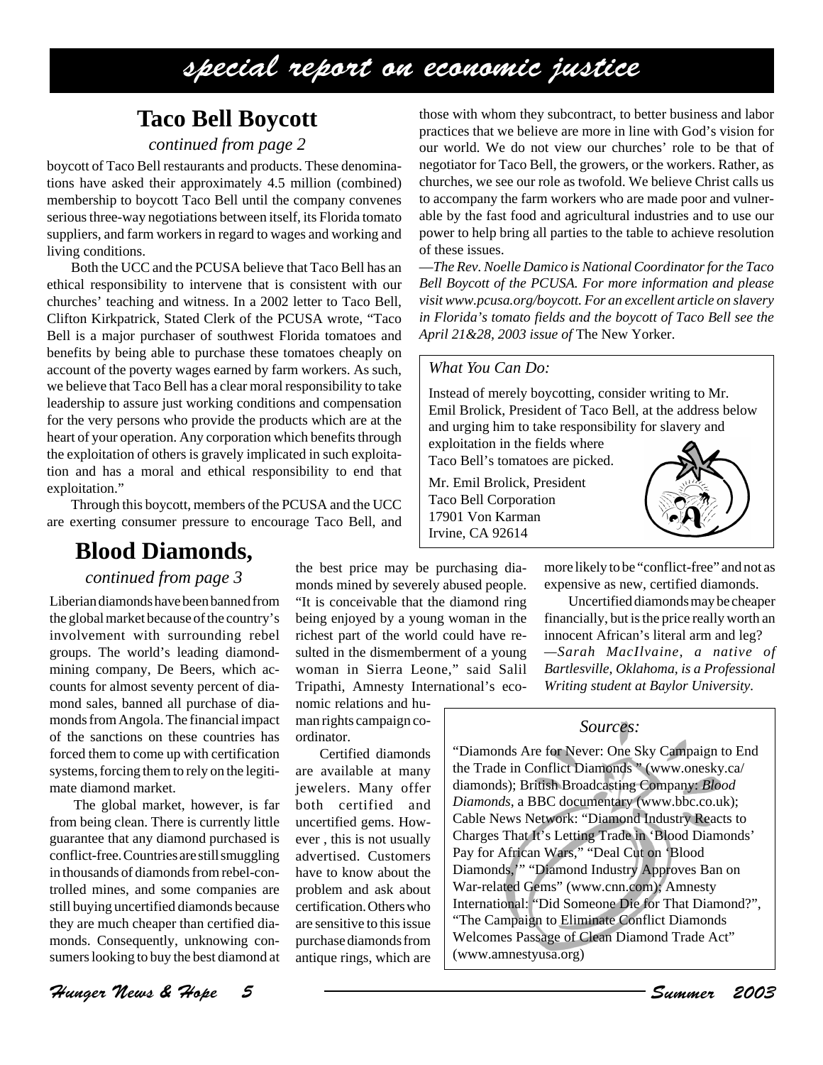# special report on economic justice

## Taco Bell Boycott

*continued from page 2*

boycott of Taco Bell restaurants and products. These denominations have asked their approximately 4.5 million (combined) membership to boycott Taco Bell until the company convenes serious three-way negotiations between itself, its Florida tomato suppliers, and farm workers in regard to wages and working and living conditions.

Both the UCC and the PCUSA believe that Taco Bell has an ethical responsibility to intervene that is consistent with our churches' teaching and witness. In a 2002 letter to Taco Bell, Clifton Kirkpatrick, Stated Clerk of the PCUSA wrote, "Taco Bell is a major purchaser of southwest Florida tomatoes and benefits by being able to purchase these tomatoes cheaply on account of the poverty wages earned by farm workers. As such, we believe that Taco Bell has a clear moral responsibility to take leadership to assure just working conditions and compensation for the very persons who provide the products which are at the heart of your operation. Any corporation which benefits through the exploitation of others is gravely implicated in such exploitation and has a moral and ethical responsibility to end that exploitation."

Through this boycott, members of the PCUSA and the UCC are exerting consumer pressure to encourage Taco Bell, and those with whom they subcontract, to better business and labor practices that we believe are more in line with God's vision for our world. We do not view our churches' role to be that of negotiator for Taco Bell, the growers, or the workers. Rather, as churches, we see our role as twofold. We believe Christ calls us to accompany the farm workers who are made poor and vulnerable by the fast food and agricultural industries and to use our power to help bring all parties to the table to achieve resolution of these issues.

*—The Rev. Noelle Damico is National Coordinator for the Taco Bell Boycott of the PCUSA. For more information and please visit www.pcusa.org/boycott. For an excellent article on slavery in Florida's tomato fields and the boycott of Taco Bell see the April 21&28, 2003 issue of* The New Yorker.

*What You Can Do:*

Instead of merely boycotting, consider writing to Mr. Emil Brolick, President of Taco Bell, at the address below and urging him to take responsibility for slavery and exploitation in the fields where Taco Bell's tomatoes are picked.

Mr. Emil Brolick, President
Taco Bell Corporation
17901 Von Karman
Irvine, CA 92614

## Blood Diamonds,

*continued from page 3*

Liberian diamonds have been banned from the global market because of the country's involvement with surrounding rebel groups. The world's leading diamond-mining company, De Beers, which accounts for almost seventy percent of diamond sales, banned all purchase of diamonds from Angola. The financial impact of the sanctions on these countries has forced them to come up with certification systems, forcing them to rely on the legitimate diamond market.

The global market, however, is far from being clean. There is currently little guarantee that any diamond purchased is conflict-free. Countries are still smuggling in thousands of diamonds from rebel-controlled mines, and some companies are still buying uncertified diamonds because they are much cheaper than certified diamonds. Consequently, unknowing consumers looking to buy the best diamond at the best price may be purchasing diamonds mined by severely abused people. "It is conceivable that the diamond ring being enjoyed by a young woman in the richest part of the world could have resulted in the dismemberment of a young woman in Sierra Leone," said Salil Tripathi, Amnesty International's economic relations and human rights campaign coordinator.

Certified diamonds are available at many jewelers. Many offer both certified and uncertified gems. However , this is not usually advertised. Customers have to know about the problem and ask about certification. Others who are sensitive to this issue purchase diamonds from antique rings, which are more likely to be "conflict-free" and not as expensive as new, certified diamonds.

Uncertified diamonds may be cheaper financially, but is the price really worth an innocent African's literal arm and leg?

*—Sarah MacIlvaine, a native of Bartlesville, Oklahoma, is a Professional Writing student at Baylor University.*

*Sources:*

"Diamonds Are for Never: One Sky Campaign to End the Trade in Conflict Diamonds " (www.onesky.ca/diamonds); British Broadcasting Company: *Blood Diamonds*, a BBC documentary (www.bbc.co.uk); Cable News Network: "Diamond Industry Reacts to Charges That It's Letting Trade in 'Blood Diamonds' Pay for African Wars," "Deal Cut on 'Blood Diamonds,'" "Diamond Industry Approves Ban on War-related Gems" (www.cnn.com); Amnesty International: "Did Someone Die for That Diamond?", "The Campaign to Eliminate Conflict Diamonds Welcomes Passage of Clean Diamond Trade Act" (www.amnestyusa.org)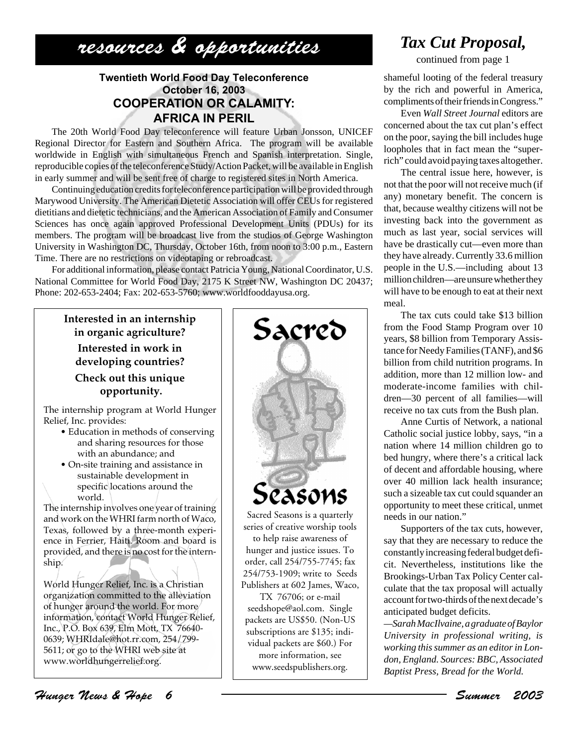# resources & opportunities

### Twentieth World Food Day Teleconference
### October 16, 2003
### COOPERATION OR CALAMITY: AFRICA IN PERIL

The 20th World Food Day teleconference will feature Urban Jonsson, UNICEF Regional Director for Eastern and Southern Africa. The program will be available worldwide in English with simultaneous French and Spanish interpretation. Single, reproducible copies of the teleconference Study/Action Packet, will be available in English in early summer and will be sent free of charge to registered sites in North America.

Continuing education credits for teleconference participation will be provided through Marywood University. The American Dietetic Association will offer CEUs for registered dietitians and dietetic technicians, and the American Association of Family and Consumer Sciences has once again approved Professional Development Units (PDUs) for its members. The program will be broadcast live from the studios of George Washington University in Washington DC, Thursday, October 16th, from noon to 3:00 p.m., Eastern Time. There are no restrictions on videotaping or rebroadcast.

For additional information, please contact Patricia Young, National Coordinator, U.S. National Committee for World Food Day, 2175 K Street NW, Washington DC 20437; Phone: 202-653-2404; Fax: 202-653-5760; www.worldfooddayusa.org.

**Interested in an internship in organic agriculture?**

**Interested in work in developing countries?**

**Check out this unique opportunity.**

The internship program at World Hunger Relief, Inc. provides:

- Education in methods of conserving and sharing resources for those with an abundance; and
- On-site training and assistance in sustainable development in specific locations around the world.

The internship involves one year of training and work on the WHRI farm north of Waco, Texas, followed by a three-month experience in Ferrier, Haiti. Room and board is provided, and there is no cost for the internship.

World Hunger Relief, Inc. is a Christian organization committed to the alleviation of hunger around the world. For more information, contact World Hunger Relief, Inc., P.O. Box 639, Elm Mott, TX 76640-0639; WHRIdale@hot.rr.com, 254/799-5611; or go to the WHRI web site at www.worldhungerrelief.org.

**Sacred Seasons**

Sacred Seasons is a quarterly series of creative worship tools to help raise awareness of hunger and justice issues. To order, call 254/755-7745; fax 254/753-1909; write to Seeds Publishers at 602 James, Waco, TX 76706; or e-mail seedshope@aol.com. Single packets are US$50. (Non-US subscriptions are $135; individual packets are $60.) For more information, see www.seedspublishers.org.

## *Tax Cut Proposal,*

continued from page 1

shameful looting of the federal treasury by the rich and powerful in America, compliments of their friends in Congress."

Even *Wall Street Journal* editors are concerned about the tax cut plan's effect on the poor, saying the bill includes huge loopholes that in fact mean the "super-rich" could avoid paying taxes altogether.

The central issue here, however, is not that the poor will not receive much (if any) monetary benefit. The concern is that, because wealthy citizens will not be investing back into the government as much as last year, social services will have be drastically cut—even more than they have already. Currently 33.6 million people in the U.S.—including about 13 million children—are unsure whether they will have to be enough to eat at their next meal.

The tax cuts could take $13 billion from the Food Stamp Program over 10 years, $8 billion from Temporary Assistance for Needy Families (TANF), and $6 billion from child nutrition programs. In addition, more than 12 million low- and moderate-income families with children—30 percent of all families—will receive no tax cuts from the Bush plan.

Anne Curtis of Network, a national Catholic social justice lobby, says, "in a nation where 14 million children go to bed hungry, where there's a critical lack of decent and affordable housing, where over 40 million lack health insurance; such a sizeable tax cut could squander an opportunity to meet these critical, unmet needs in our nation."

Supporters of the tax cuts, however, say that they are necessary to reduce the constantly increasing federal budget deficit. Nevertheless, institutions like the Brookings-Urban Tax Policy Center calculate that the tax proposal will actually account for two-thirds of the next decade's anticipated budget deficits.

*—Sarah MacIlvaine, a graduate of Baylor University in professional writing, is working this summer as an editor in London, England. Sources: BBC, Associated Baptist Press, Bread for the World.*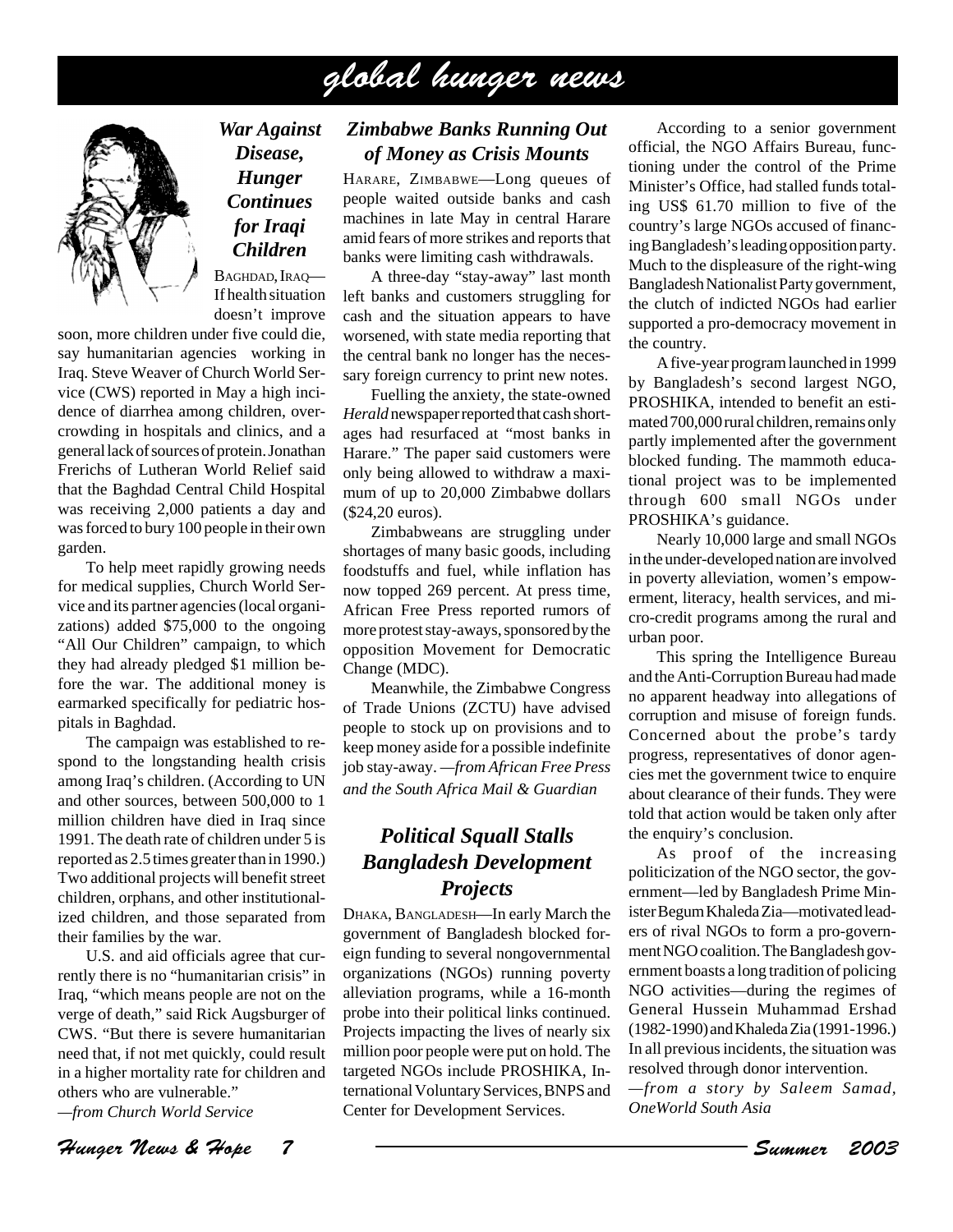# global hunger news

## War Against Disease, Hunger Continues for Iraqi Children

BAGHDAD, IRAQ—If health situation doesn't improve soon, more children under five could die, say humanitarian agencies working in Iraq. Steve Weaver of Church World Service (CWS) reported in May a high incidence of diarrhea among children, overcrowding in hospitals and clinics, and a general lack of sources of protein. Jonathan Frerichs of Lutheran World Relief said that the Baghdad Central Child Hospital was receiving 2,000 patients a day and was forced to bury 100 people in their own garden.

To help meet rapidly growing needs for medical supplies, Church World Service and its partner agencies (local organizations) added $75,000 to the ongoing "All Our Children" campaign, to which they had already pledged $1 million before the war. The additional money is earmarked specifically for pediatric hospitals in Baghdad.

The campaign was established to respond to the longstanding health crisis among Iraq's children. (According to UN and other sources, between 500,000 to 1 million children have died in Iraq since 1991. The death rate of children under 5 is reported as 2.5 times greater than in 1990.) Two additional projects will benefit street children, orphans, and other institutionalized children, and those separated from their families by the war.

U.S. and aid officials agree that currently there is no "humanitarian crisis" in Iraq, "which means people are not on the verge of death," said Rick Augsburger of CWS. "But there is severe humanitarian need that, if not met quickly, could result in a higher mortality rate for children and others who are vulnerable."

*—from Church World Service*

## Zimbabwe Banks Running Out of Money as Crisis Mounts

HARARE, ZIMBABWE—Long queues of people waited outside banks and cash machines in late May in central Harare amid fears of more strikes and reports that banks were limiting cash withdrawals.

A three-day "stay-away" last month left banks and customers struggling for cash and the situation appears to have worsened, with state media reporting that the central bank no longer has the necessary foreign currency to print new notes.

Fuelling the anxiety, the state-owned *Herald* newspaper reported that cash shortages had resurfaced at "most banks in Harare." The paper said customers were only being allowed to withdraw a maximum of up to 20,000 Zimbabwe dollars ($24,20 euros).

Zimbabweans are struggling under shortages of many basic goods, including foodstuffs and fuel, while inflation has now topped 269 percent. At press time, African Free Press reported rumors of more protest stay-aways, sponsored by the opposition Movement for Democratic Change (MDC).

Meanwhile, the Zimbabwe Congress of Trade Unions (ZCTU) have advised people to stock up on provisions and to keep money aside for a possible indefinite job stay-away. *—from African Free Press and the South Africa Mail & Guardian*

## Political Squall Stalls Bangladesh Development Projects

DHAKA, BANGLADESH—In early March the government of Bangladesh blocked foreign funding to several nongovernmental organizations (NGOs) running poverty alleviation programs, while a 16-month probe into their political links continued. Projects impacting the lives of nearly six million poor people were put on hold. The targeted NGOs include PROSHIKA, International Voluntary Services, BNPS and Center for Development Services.

According to a senior government official, the NGO Affairs Bureau, functioning under the control of the Prime Minister's Office, had stalled funds totaling US$ 61.70 million to five of the country's large NGOs accused of financing Bangladesh's leading opposition party. Much to the displeasure of the right-wing Bangladesh Nationalist Party government, the clutch of indicted NGOs had earlier supported a pro-democracy movement in the country.

A five-year program launched in 1999 by Bangladesh's second largest NGO, PROSHIKA, intended to benefit an estimated 700,000 rural children, remains only partly implemented after the government blocked funding. The mammoth educational project was to be implemented through 600 small NGOs under PROSHIKA's guidance.

Nearly 10,000 large and small NGOs in the under-developed nation are involved in poverty alleviation, women's empowerment, literacy, health services, and micro-credit programs among the rural and urban poor.

This spring the Intelligence Bureau and the Anti-Corruption Bureau had made no apparent headway into allegations of corruption and misuse of foreign funds. Concerned about the probe's tardy progress, representatives of donor agencies met the government twice to enquire about clearance of their funds. They were told that action would be taken only after the enquiry's conclusion.

As proof of the increasing politicization of the NGO sector, the government—led by Bangladesh Prime Minister Begum Khaleda Zia—motivated leaders of rival NGOs to form a pro-government NGO coalition. The Bangladesh government boasts a long tradition of policing NGO activities—during the regimes of General Hussein Muhammad Ershad (1982-1990) and Khaleda Zia (1991-1996.) In all previous incidents, the situation was resolved through donor intervention.

*—from a story by Saleem Samad, OneWorld South Asia*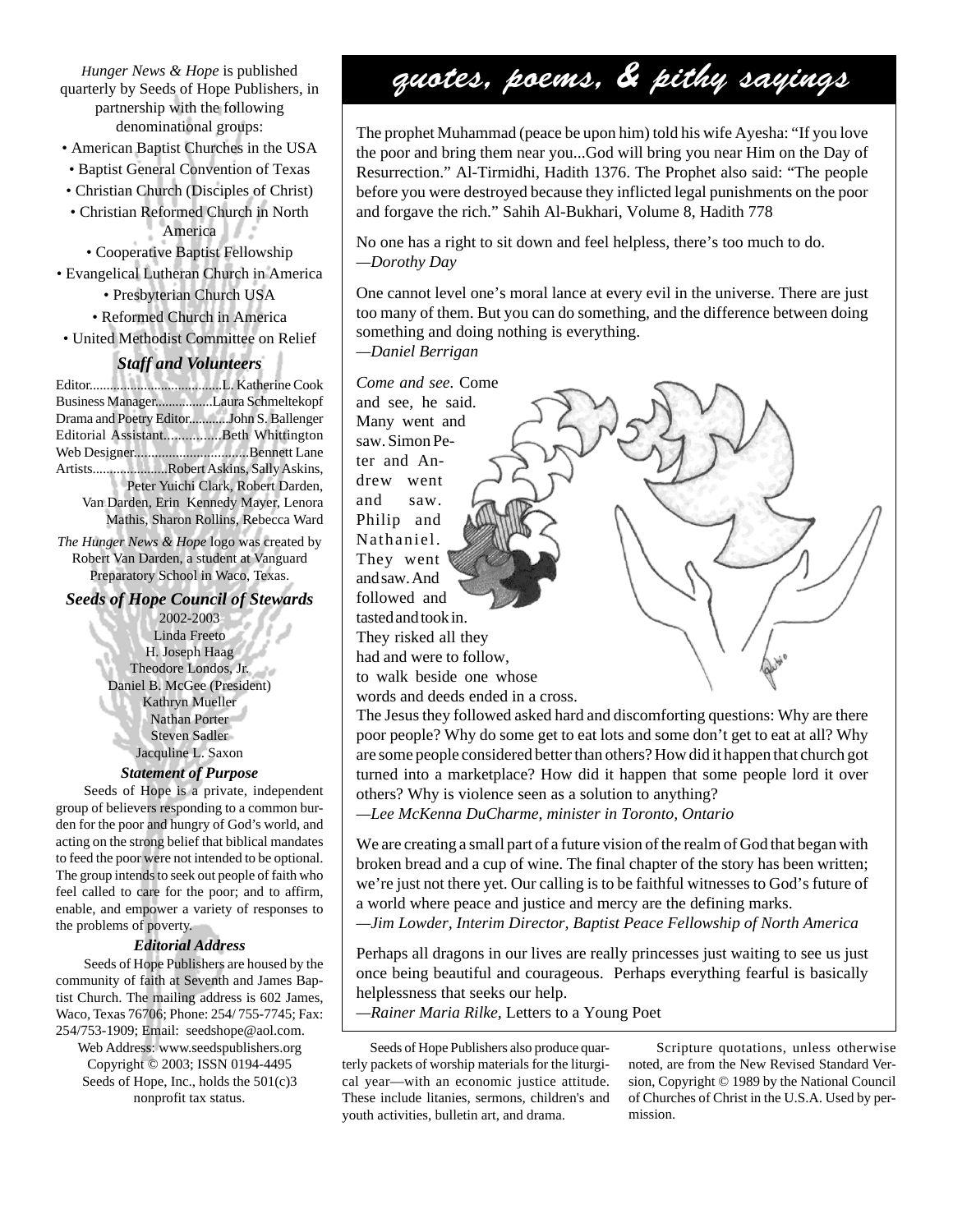*Hunger News & Hope* is published quarterly by Seeds of Hope Publishers, in partnership with the following denominational groups:

- American Baptist Churches in the USA
- Baptist General Convention of Texas
- Christian Church (Disciples of Christ)
- Christian Reformed Church in North America
- Cooperative Baptist Fellowship
- Evangelical Lutheran Church in America
- Presbyterian Church USA
- Reformed Church in America
- United Methodist Committee on Relief

### *Staff and Volunteers*

Editor......................................L. Katherine Cook
Business Manager.................Laura Schmeltekopf
Drama and Poetry Editor............John S. Ballenger
Editorial Assistant................Beth Whittington
Web Designer.................................Bennett Lane
Artists......................Robert Askins, Sally Askins, Peter Yuichi Clark, Robert Darden, Van Darden, Erin Kennedy Mayer, Lenora Mathis, Sharon Rollins, Rebecca Ward

*The Hunger News & Hope* logo was created by Robert Van Darden, a student at Vanguard Preparatory School in Waco, Texas.

### *Seeds of Hope Council of Stewards*

2002-2003
Linda Freeto
H. Joseph Haag
Theodore Londos, Jr.
Daniel B. McGee (President)
Kathryn Mueller
Nathan Porter
Steven Sadler
Jacquline L. Saxon

### *Statement of Purpose*

Seeds of Hope is a private, independent group of believers responding to a common burden for the poor and hungry of God's world, and acting on the strong belief that biblical mandates to feed the poor were not intended to be optional. The group intends to seek out people of faith who feel called to care for the poor; and to affirm, enable, and empower a variety of responses to the problems of poverty.

### *Editorial Address*

Seeds of Hope Publishers are housed by the community of faith at Seventh and James Baptist Church. The mailing address is 602 James, Waco, Texas 76706; Phone: 254/ 755-7745; Fax: 254/753-1909; Email: seedshope@aol.com.
Web Address: www.seedspublishers.org
Copyright © 2003; ISSN 0194-4495
Seeds of Hope, Inc., holds the 501(c)3 nonprofit tax status.

## *quotes, poems, & pithy sayings*

The prophet Muhammad (peace be upon him) told his wife Ayesha: "If you love the poor and bring them near you...God will bring you near Him on the Day of Resurrection." Al-Tirmidhi, Hadith 1376. The Prophet also said: "The people before you were destroyed because they inflicted legal punishments on the poor and forgave the rich." Sahih Al-Bukhari, Volume 8, Hadith 778

No one has a right to sit down and feel helpless, there's too much to do.
—*Dorothy Day*

One cannot level one's moral lance at every evil in the universe. There are just too many of them. But you can do something, and the difference between doing something and doing nothing is everything.
—*Daniel Berrigan*

*Come and see.* Come and see, he said. Many went and saw. Simon Peter and Andrew went and saw. Philip and Nathaniel. They went and saw. And followed and tasted and took in. They risked all they had and were to follow, to walk beside one whose words and deeds ended in a cross.
The Jesus they followed asked hard and discomforting questions: Why are there poor people? Why do some get to eat lots and some don't get to eat at all? Why are some people considered better than others? How did it happen that church got turned into a marketplace? How did it happen that some people lord it over others? Why is violence seen as a solution to anything?
—*Lee McKenna DuCharme, minister in Toronto, Ontario*

We are creating a small part of a future vision of the realm of God that began with broken bread and a cup of wine. The final chapter of the story has been written; we're just not there yet. Our calling is to be faithful witnesses to God's future of a world where peace and justice and mercy are the defining marks.
—*Jim Lowder, Interim Director, Baptist Peace Fellowship of North America*

Perhaps all dragons in our lives are really princesses just waiting to see us just once being beautiful and courageous. Perhaps everything fearful is basically helplessness that seeks our help.
—*Rainer Maria Rilke,* Letters to a Young Poet

Seeds of Hope Publishers also produce quarterly packets of worship materials for the liturgical year—with an economic justice attitude. These include litanies, sermons, children's and youth activities, bulletin art, and drama.

Scripture quotations, unless otherwise noted, are from the New Revised Standard Version, Copyright © 1989 by the National Council of Churches of Christ in the U.S.A. Used by permission.